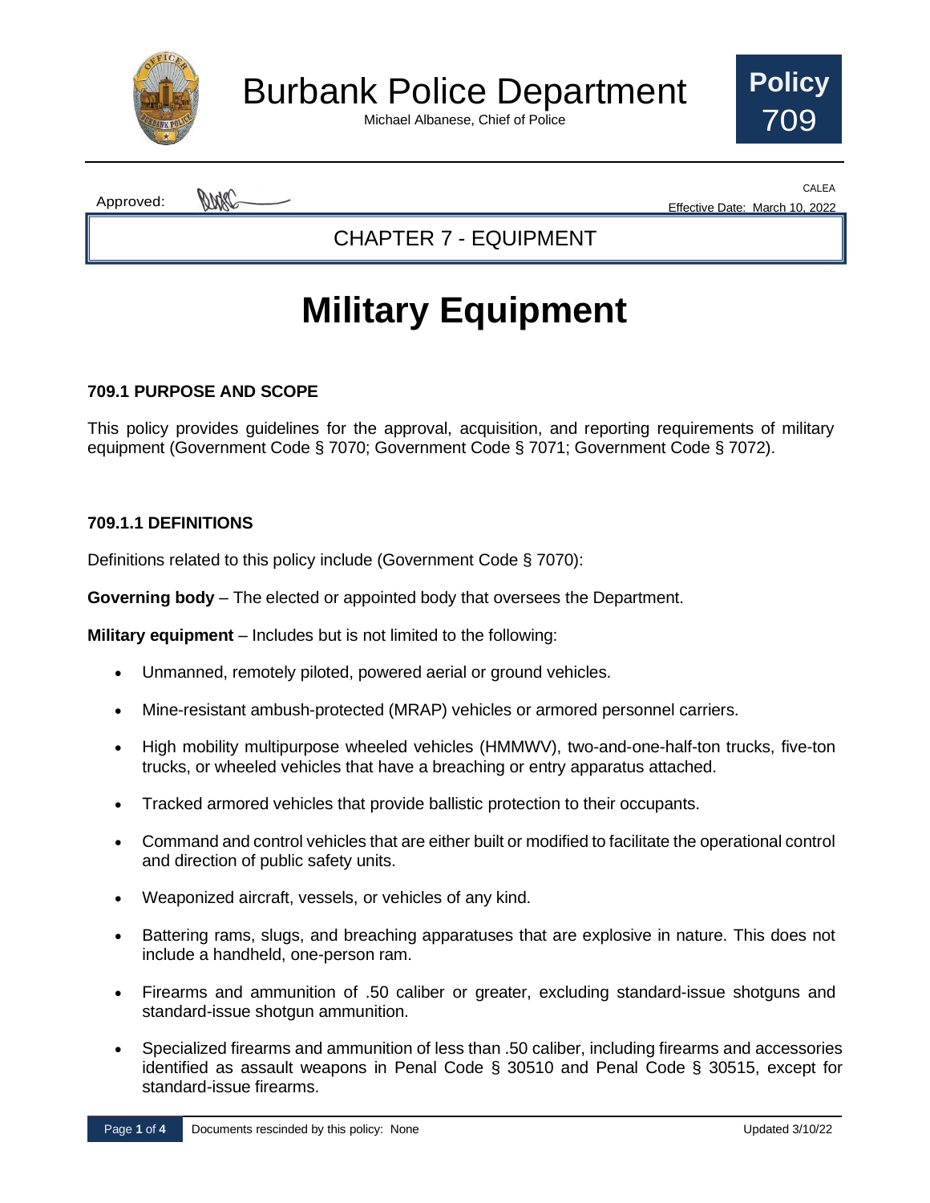# Burbank Police Department

Michael Albanese, Chief of Police

**Policy 709**

Approved:

CALEA

Effective Date: March 10, 2022

CHAPTER 7 - EQUIPMENT

# Military Equipment

### 709.1 PURPOSE AND SCOPE

This policy provides guidelines for the approval, acquisition, and reporting requirements of military equipment (Government Code § 7070; Government Code § 7071; Government Code § 7072).

### 709.1.1 DEFINITIONS

Definitions related to this policy include (Government Code § 7070):

**Governing body** – The elected or appointed body that oversees the Department.

**Military equipment** – Includes but is not limited to the following:

- Unmanned, remotely piloted, powered aerial or ground vehicles.
- Mine-resistant ambush-protected (MRAP) vehicles or armored personnel carriers.
- High mobility multipurpose wheeled vehicles (HMMWV), two-and-one-half-ton trucks, five-ton trucks, or wheeled vehicles that have a breaching or entry apparatus attached.
- Tracked armored vehicles that provide ballistic protection to their occupants.
- Command and control vehicles that are either built or modified to facilitate the operational control and direction of public safety units.
- Weaponized aircraft, vessels, or vehicles of any kind.
- Battering rams, slugs, and breaching apparatuses that are explosive in nature. This does not include a handheld, one-person ram.
- Firearms and ammunition of .50 caliber or greater, excluding standard-issue shotguns and standard-issue shotgun ammunition.
- Specialized firearms and ammunition of less than .50 caliber, including firearms and accessories identified as assault weapons in Penal Code § 30510 and Penal Code § 30515, except for standard-issue firearms.

Documents rescinded by this policy: None

Updated 3/10/22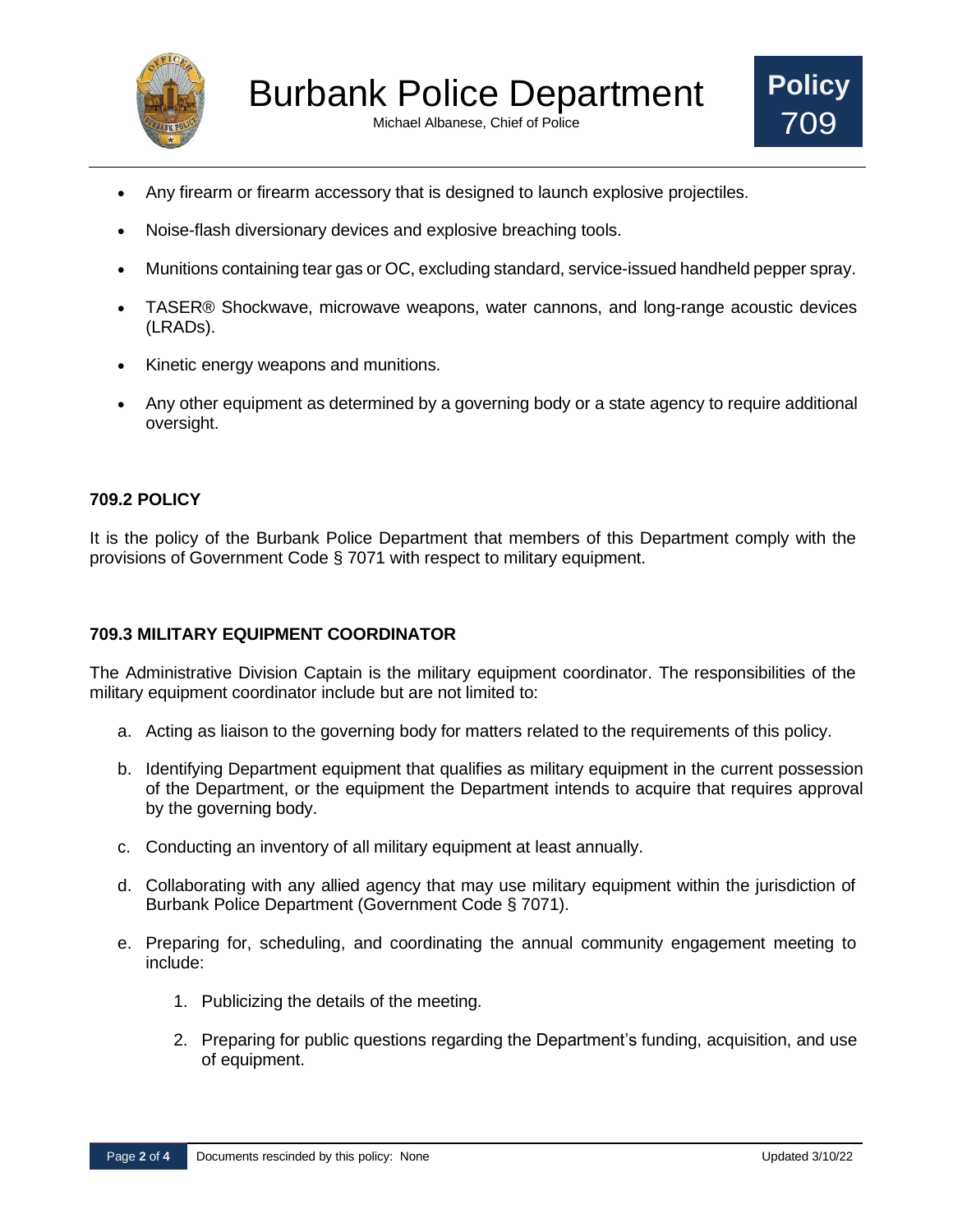- Any firearm or firearm accessory that is designed to launch explosive projectiles.
- Noise-flash diversionary devices and explosive breaching tools.
- Munitions containing tear gas or OC, excluding standard, service-issued handheld pepper spray.
- TASER® Shockwave, microwave weapons, water cannons, and long-range acoustic devices (LRADs).
- Kinetic energy weapons and munitions.
- Any other equipment as determined by a governing body or a state agency to require additional oversight.

### 709.2 POLICY

It is the policy of the Burbank Police Department that members of this Department comply with the provisions of Government Code § 7071 with respect to military equipment.

### 709.3 MILITARY EQUIPMENT COORDINATOR

The Administrative Division Captain is the military equipment coordinator. The responsibilities of the military equipment coordinator include but are not limited to:

a. Acting as liaison to the governing body for matters related to the requirements of this policy.

b. Identifying Department equipment that qualifies as military equipment in the current possession of the Department, or the equipment the Department intends to acquire that requires approval by the governing body.

c. Conducting an inventory of all military equipment at least annually.

d. Collaborating with any allied agency that may use military equipment within the jurisdiction of Burbank Police Department (Government Code § 7071).

e. Preparing for, scheduling, and coordinating the annual community engagement meeting to include:

   1. Publicizing the details of the meeting.

   2. Preparing for public questions regarding the Department's funding, acquisition, and use of equipment.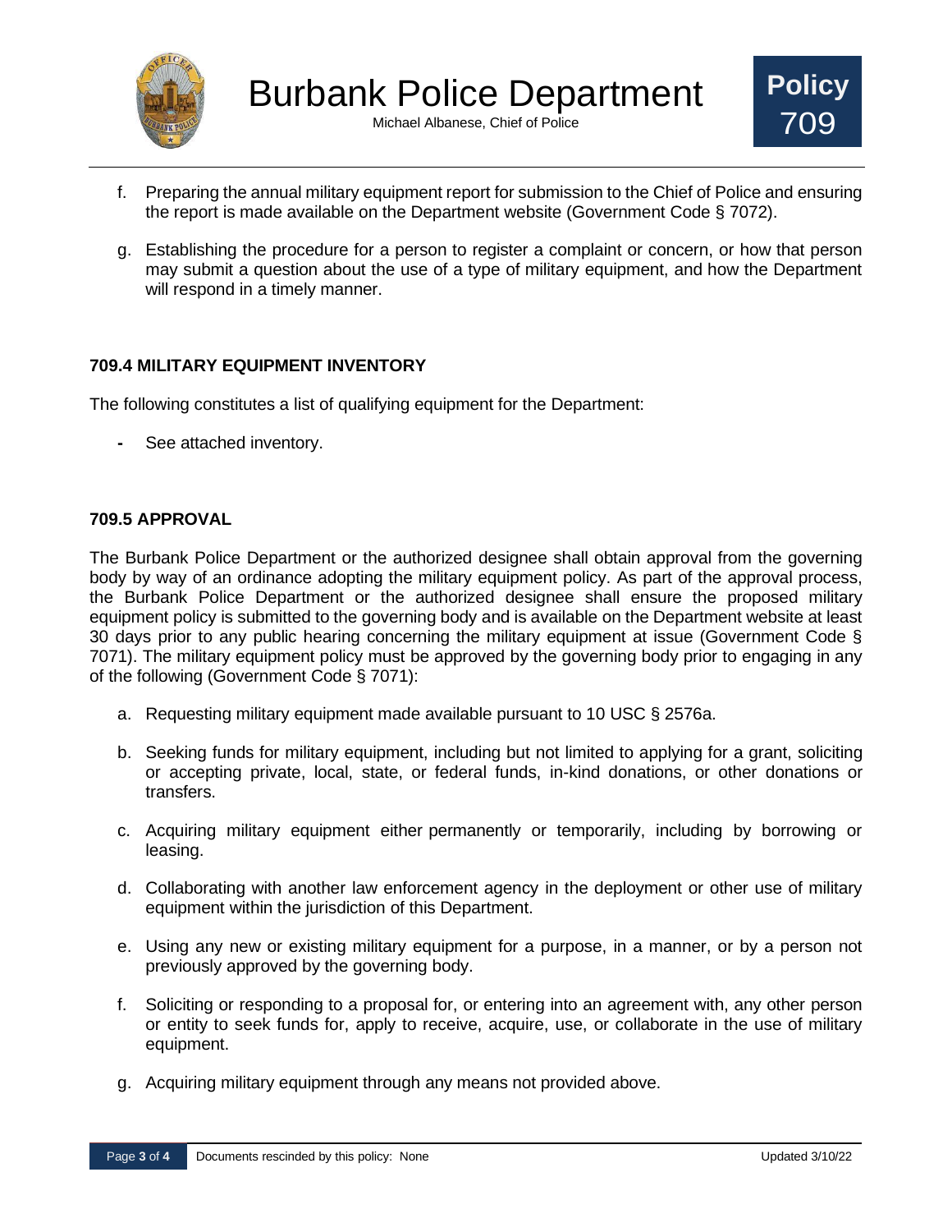f. Preparing the annual military equipment report for submission to the Chief of Police and ensuring the report is made available on the Department website (Government Code § 7072).

g. Establishing the procedure for a person to register a complaint or concern, or how that person may submit a question about the use of a type of military equipment, and how the Department will respond in a timely manner.

### 709.4 MILITARY EQUIPMENT INVENTORY

The following constitutes a list of qualifying equipment for the Department:

- See attached inventory.

### 709.5 APPROVAL

The Burbank Police Department or the authorized designee shall obtain approval from the governing body by way of an ordinance adopting the military equipment policy. As part of the approval process, the Burbank Police Department or the authorized designee shall ensure the proposed military equipment policy is submitted to the governing body and is available on the Department website at least 30 days prior to any public hearing concerning the military equipment at issue (Government Code § 7071). The military equipment policy must be approved by the governing body prior to engaging in any of the following (Government Code § 7071):

a. Requesting military equipment made available pursuant to 10 USC § 2576a.

b. Seeking funds for military equipment, including but not limited to applying for a grant, soliciting or accepting private, local, state, or federal funds, in-kind donations, or other donations or transfers.

c. Acquiring military equipment either permanently or temporarily, including by borrowing or leasing.

d. Collaborating with another law enforcement agency in the deployment or other use of military equipment within the jurisdiction of this Department.

e. Using any new or existing military equipment for a purpose, in a manner, or by a person not previously approved by the governing body.

f. Soliciting or responding to a proposal for, or entering into an agreement with, any other person or entity to seek funds for, apply to receive, acquire, use, or collaborate in the use of military equipment.

g. Acquiring military equipment through any means not provided above.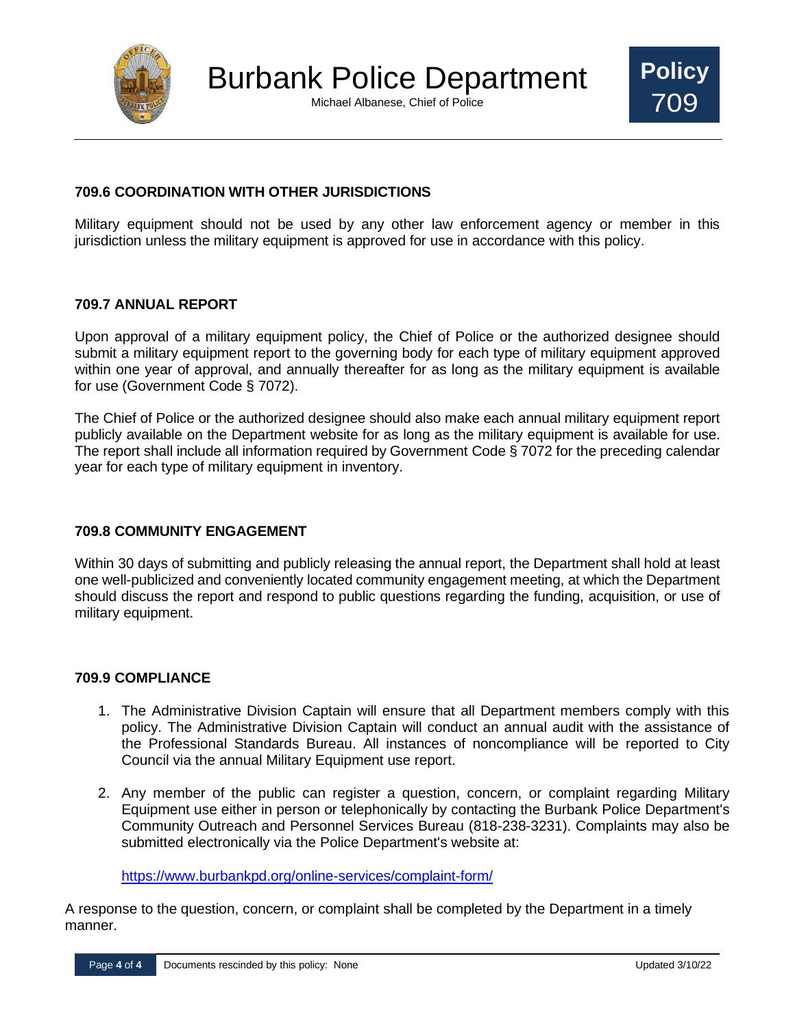## 709.6 COORDINATION WITH OTHER JURISDICTIONS

Military equipment should not be used by any other law enforcement agency or member in this jurisdiction unless the military equipment is approved for use in accordance with this policy.

## 709.7 ANNUAL REPORT

Upon approval of a military equipment policy, the Chief of Police or the authorized designee should submit a military equipment report to the governing body for each type of military equipment approved within one year of approval, and annually thereafter for as long as the military equipment is available for use (Government Code § 7072).

The Chief of Police or the authorized designee should also make each annual military equipment report publicly available on the Department website for as long as the military equipment is available for use. The report shall include all information required by Government Code § 7072 for the preceding calendar year for each type of military equipment in inventory.

## 709.8 COMMUNITY ENGAGEMENT

Within 30 days of submitting and publicly releasing the annual report, the Department shall hold at least one well-publicized and conveniently located community engagement meeting, at which the Department should discuss the report and respond to public questions regarding the funding, acquisition, or use of military equipment.

## 709.9 COMPLIANCE

1. The Administrative Division Captain will ensure that all Department members comply with this policy. The Administrative Division Captain will conduct an annual audit with the assistance of the Professional Standards Bureau. All instances of noncompliance will be reported to City Council via the annual Military Equipment use report.

2. Any member of the public can register a question, concern, or complaint regarding Military Equipment use either in person or telephonically by contacting the Burbank Police Department's Community Outreach and Personnel Services Bureau (818-238-3231). Complaints may also be submitted electronically via the Police Department's website at:

   https://www.burbankpd.org/online-services/complaint-form/

A response to the question, concern, or complaint shall be completed by the Department in a timely manner.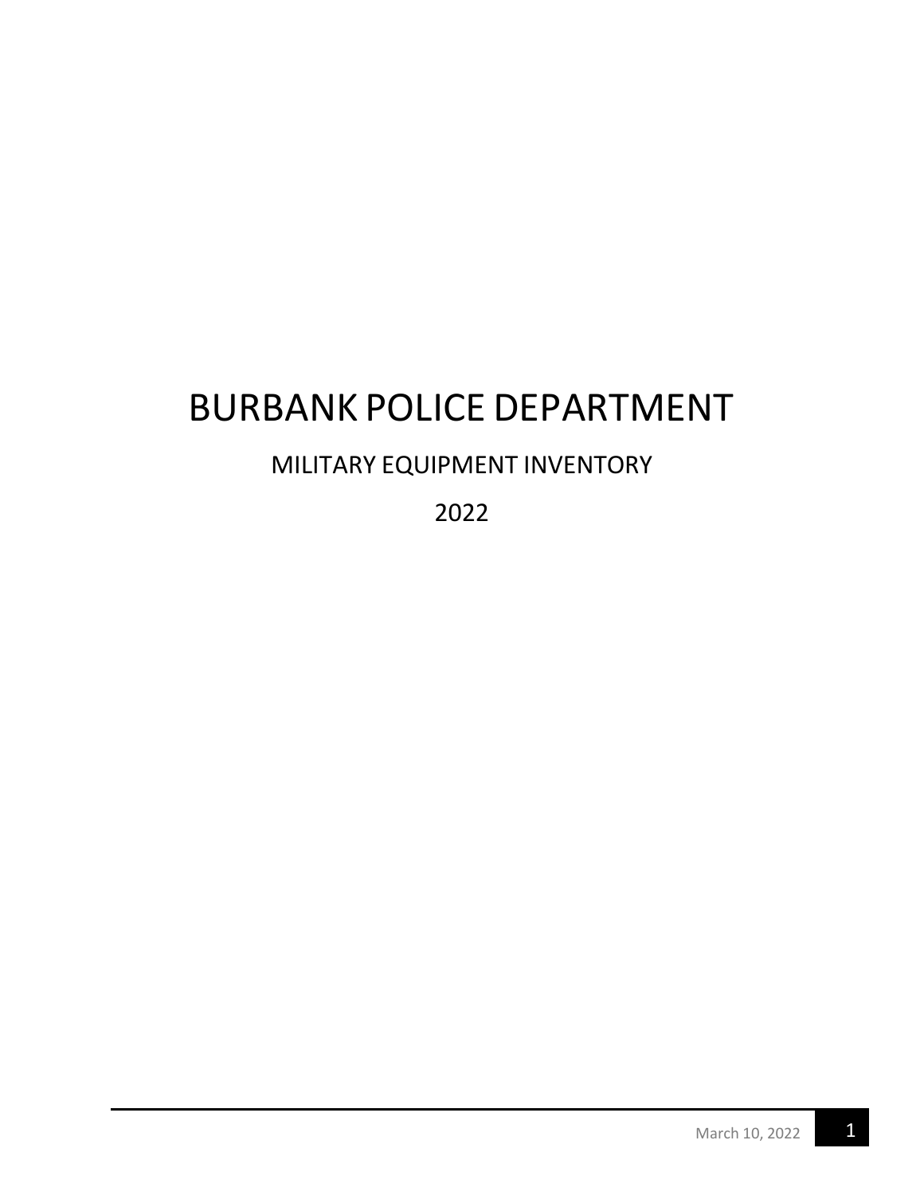# BURBANK POLICE DEPARTMENT

MILITARY EQUIPMENT INVENTORY

2022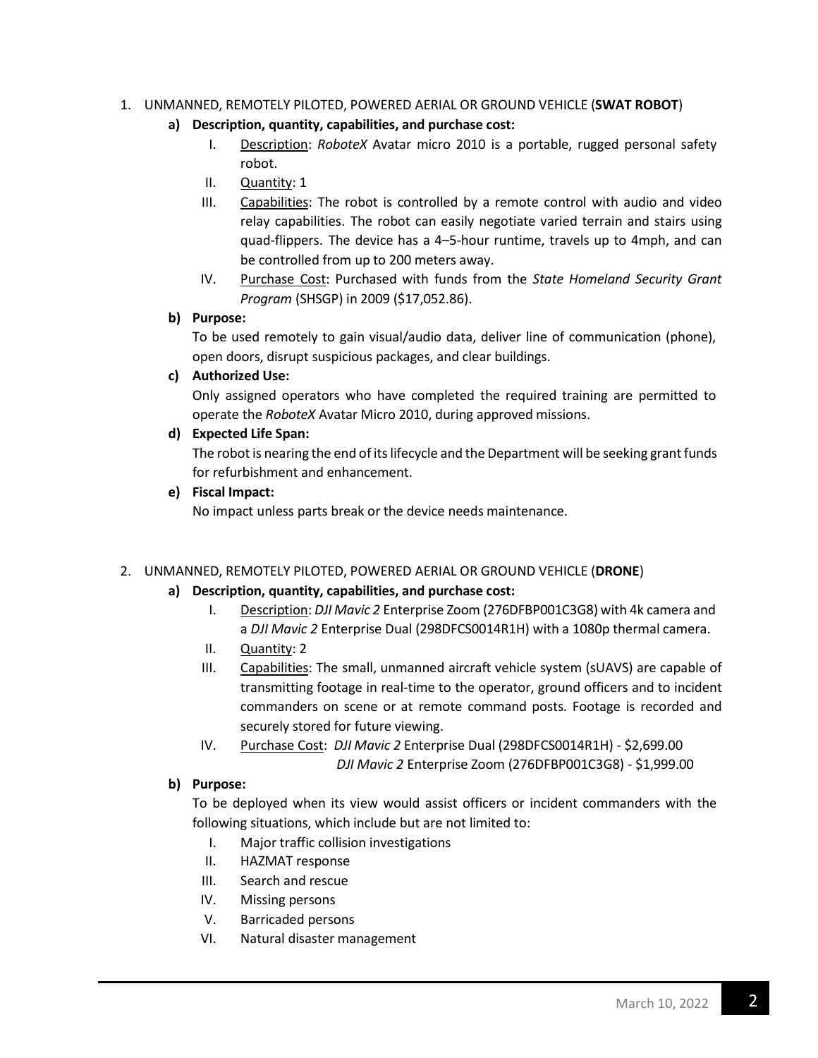1. UNMANNED, REMOTELY PILOTED, POWERED AERIAL OR GROUND VEHICLE (**SWAT ROBOT**)

   **a) Description, quantity, capabilities, and purchase cost:**

      I. Description: *RoboteX* Avatar micro 2010 is a portable, rugged personal safety robot.

      II. Quantity: 1

      III. Capabilities: The robot is controlled by a remote control with audio and video relay capabilities. The robot can easily negotiate varied terrain and stairs using quad-flippers. The device has a 4–5-hour runtime, travels up to 4mph, and can be controlled from up to 200 meters away.

      IV. Purchase Cost: Purchased with funds from the *State Homeland Security Grant Program* (SHSGP) in 2009 ($17,052.86).

   **b) Purpose:**

   To be used remotely to gain visual/audio data, deliver line of communication (phone), open doors, disrupt suspicious packages, and clear buildings.

   **c) Authorized Use:**

   Only assigned operators who have completed the required training are permitted to operate the *RoboteX* Avatar Micro 2010, during approved missions.

   **d) Expected Life Span:**

   The robot is nearing the end of its lifecycle and the Department will be seeking grant funds for refurbishment and enhancement.

   **e) Fiscal Impact:**

   No impact unless parts break or the device needs maintenance.

2. UNMANNED, REMOTELY PILOTED, POWERED AERIAL OR GROUND VEHICLE (**DRONE**)

   **a) Description, quantity, capabilities, and purchase cost:**

      I. Description: *DJI Mavic 2* Enterprise Zoom (276DFBP001C3G8) with 4k camera and a *DJI Mavic 2* Enterprise Dual (298DFCS0014R1H) with a 1080p thermal camera.

      II. Quantity: 2

      III. Capabilities: The small, unmanned aircraft vehicle system (sUAVS) are capable of transmitting footage in real-time to the operator, ground officers and to incident commanders on scene or at remote command posts. Footage is recorded and securely stored for future viewing.

      IV. Purchase Cost: *DJI Mavic 2* Enterprise Dual (298DFCS0014R1H) - $2,699.00
      *DJI Mavic 2* Enterprise Zoom (276DFBP001C3G8) - $1,999.00

   **b) Purpose:**

   To be deployed when its view would assist officers or incident commanders with the following situations, which include but are not limited to:

      I. Major traffic collision investigations

      II. HAZMAT response

      III. Search and rescue

      IV. Missing persons

      V. Barricaded persons

      VI. Natural disaster management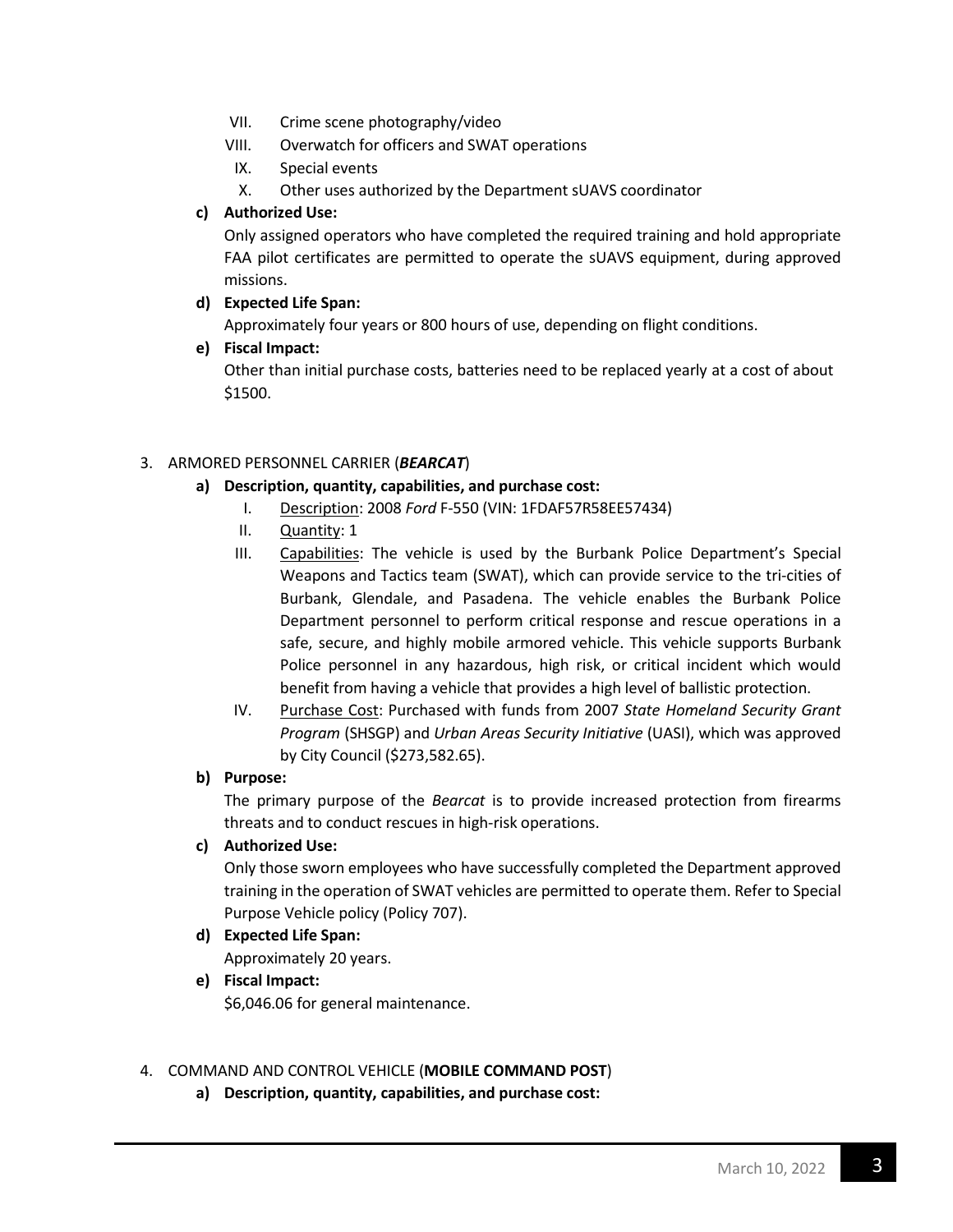VII. Crime scene photography/video
VIII. Overwatch for officers and SWAT operations
IX. Special events
X. Other uses authorized by the Department sUAVS coordinator

**c) Authorized Use:**

Only assigned operators who have completed the required training and hold appropriate FAA pilot certificates are permitted to operate the sUAVS equipment, during approved missions.

**d) Expected Life Span:**

Approximately four years or 800 hours of use, depending on flight conditions.

**e) Fiscal Impact:**

Other than initial purchase costs, batteries need to be replaced yearly at a cost of about $1500.

3. ARMORED PERSONNEL CARRIER (***BEARCAT***)

**a) Description, quantity, capabilities, and purchase cost:**

I. Description: 2008 *Ford* F-550 (VIN: 1FDAF57R58EE57434)

II. Quantity: 1

III. Capabilities: The vehicle is used by the Burbank Police Department's Special Weapons and Tactics team (SWAT), which can provide service to the tri-cities of Burbank, Glendale, and Pasadena. The vehicle enables the Burbank Police Department personnel to perform critical response and rescue operations in a safe, secure, and highly mobile armored vehicle. This vehicle supports Burbank Police personnel in any hazardous, high risk, or critical incident which would benefit from having a vehicle that provides a high level of ballistic protection.

IV. Purchase Cost: Purchased with funds from 2007 *State Homeland Security Grant Program* (SHSGP) and *Urban Areas Security Initiative* (UASI), which was approved by City Council ($273,582.65).

**b) Purpose:**

The primary purpose of the *Bearcat* is to provide increased protection from firearms threats and to conduct rescues in high-risk operations.

**c) Authorized Use:**

Only those sworn employees who have successfully completed the Department approved training in the operation of SWAT vehicles are permitted to operate them. Refer to Special Purpose Vehicle policy (Policy 707).

**d) Expected Life Span:**

Approximately 20 years.

**e) Fiscal Impact:**

$6,046.06 for general maintenance.

4. COMMAND AND CONTROL VEHICLE (**MOBILE COMMAND POST**)

**a) Description, quantity, capabilities, and purchase cost:**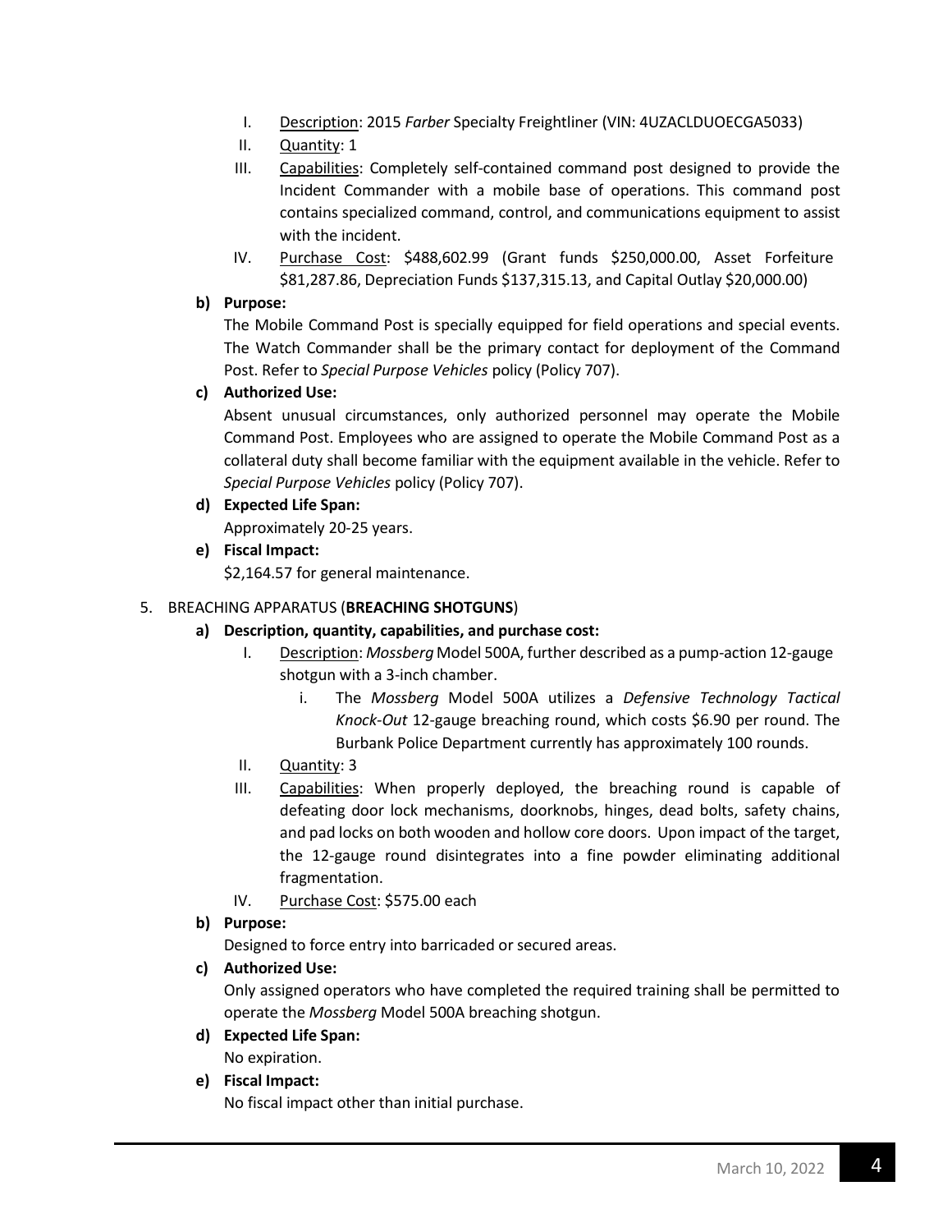I. Description: 2015 *Farber* Specialty Freightliner (VIN: 4UZACLDUOECGA5033)

II. Quantity: 1

III. Capabilities: Completely self-contained command post designed to provide the Incident Commander with a mobile base of operations. This command post contains specialized command, control, and communications equipment to assist with the incident.

IV. Purchase Cost: $488,602.99 (Grant funds $250,000.00, Asset Forfeiture $81,287.86, Depreciation Funds $137,315.13, and Capital Outlay $20,000.00)

**b) Purpose:**

The Mobile Command Post is specially equipped for field operations and special events. The Watch Commander shall be the primary contact for deployment of the Command Post. Refer to *Special Purpose Vehicles* policy (Policy 707).

**c) Authorized Use:**

Absent unusual circumstances, only authorized personnel may operate the Mobile Command Post. Employees who are assigned to operate the Mobile Command Post as a collateral duty shall become familiar with the equipment available in the vehicle. Refer to *Special Purpose Vehicles* policy (Policy 707).

**d) Expected Life Span:**

Approximately 20-25 years.

**e) Fiscal Impact:**

$2,164.57 for general maintenance.

5. BREACHING APPARATUS (**BREACHING SHOTGUNS**)

**a) Description, quantity, capabilities, and purchase cost:**

I. Description: *Mossberg* Model 500A, further described as a pump-action 12-gauge shotgun with a 3-inch chamber.

   i. The *Mossberg* Model 500A utilizes a *Defensive Technology Tactical Knock-Out* 12-gauge breaching round, which costs $6.90 per round. The Burbank Police Department currently has approximately 100 rounds.

II. Quantity: 3

III. Capabilities: When properly deployed, the breaching round is capable of defeating door lock mechanisms, doorknobs, hinges, dead bolts, safety chains, and pad locks on both wooden and hollow core doors. Upon impact of the target, the 12-gauge round disintegrates into a fine powder eliminating additional fragmentation.

IV. Purchase Cost: $575.00 each

**b) Purpose:**

Designed to force entry into barricaded or secured areas.

**c) Authorized Use:**

Only assigned operators who have completed the required training shall be permitted to operate the *Mossberg* Model 500A breaching shotgun.

**d) Expected Life Span:**

No expiration.

**e) Fiscal Impact:**

No fiscal impact other than initial purchase.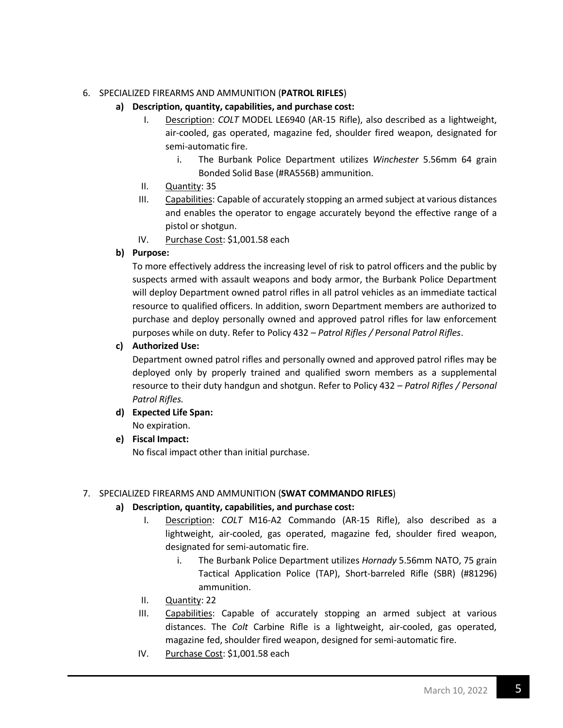6. SPECIALIZED FIREARMS AND AMMUNITION (**PATROL RIFLES**)

   **a) Description, quantity, capabilities, and purchase cost:**

      I. Description: *COLT* MODEL LE6940 (AR-15 Rifle), also described as a lightweight, air-cooled, gas operated, magazine fed, shoulder fired weapon, designated for semi-automatic fire.

         i. The Burbank Police Department utilizes *Winchester* 5.56mm 64 grain Bonded Solid Base (#RA556B) ammunition.

      II. Quantity: 35

      III. Capabilities: Capable of accurately stopping an armed subject at various distances and enables the operator to engage accurately beyond the effective range of a pistol or shotgun.

      IV. Purchase Cost: $1,001.58 each

   **b) Purpose:**

   To more effectively address the increasing level of risk to patrol officers and the public by suspects armed with assault weapons and body armor, the Burbank Police Department will deploy Department owned patrol rifles in all patrol vehicles as an immediate tactical resource to qualified officers. In addition, sworn Department members are authorized to purchase and deploy personally owned and approved patrol rifles for law enforcement purposes while on duty. Refer to Policy 432 – *Patrol Rifles / Personal Patrol Rifles*.

   **c) Authorized Use:**

   Department owned patrol rifles and personally owned and approved patrol rifles may be deployed only by properly trained and qualified sworn members as a supplemental resource to their duty handgun and shotgun. Refer to Policy 432 – *Patrol Rifles / Personal Patrol Rifles.*

   **d) Expected Life Span:**

   No expiration.

   **e) Fiscal Impact:**

   No fiscal impact other than initial purchase.

7. SPECIALIZED FIREARMS AND AMMUNITION (**SWAT COMMANDO RIFLES**)

   **a) Description, quantity, capabilities, and purchase cost:**

      I. Description: *COLT* M16-A2 Commando (AR-15 Rifle), also described as a lightweight, air-cooled, gas operated, magazine fed, shoulder fired weapon, designated for semi-automatic fire.

         i. The Burbank Police Department utilizes *Hornady* 5.56mm NATO, 75 grain Tactical Application Police (TAP), Short-barreled Rifle (SBR) (#81296) ammunition.

      II. Quantity: 22

      III. Capabilities: Capable of accurately stopping an armed subject at various distances. The *Colt* Carbine Rifle is a lightweight, air-cooled, gas operated, magazine fed, shoulder fired weapon, designed for semi-automatic fire.

      IV. Purchase Cost: $1,001.58 each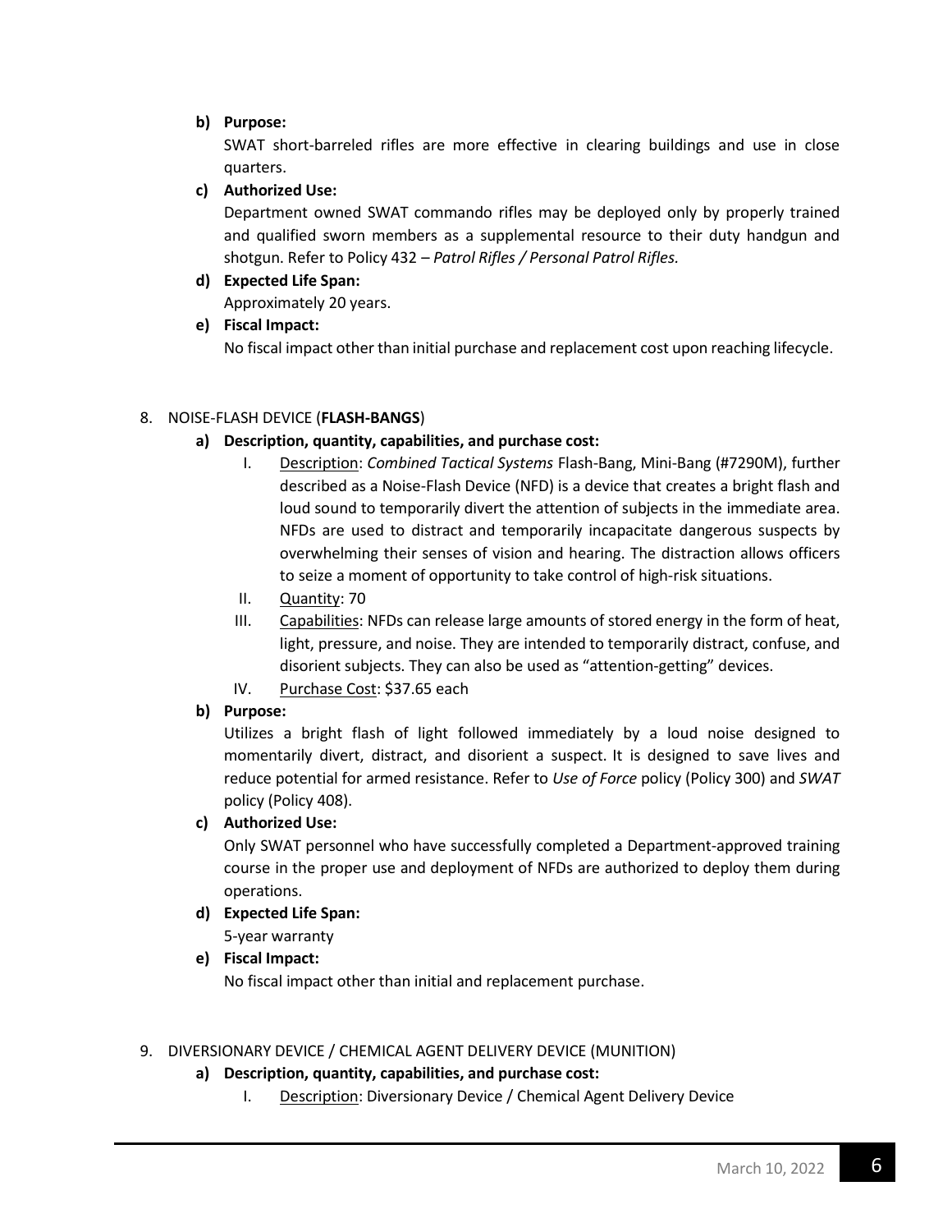**b) Purpose:**

SWAT short-barreled rifles are more effective in clearing buildings and use in close quarters.

**c) Authorized Use:**

Department owned SWAT commando rifles may be deployed only by properly trained and qualified sworn members as a supplemental resource to their duty handgun and shotgun. Refer to Policy 432 – *Patrol Rifles / Personal Patrol Rifles.*

**d) Expected Life Span:**

Approximately 20 years.

**e) Fiscal Impact:**

No fiscal impact other than initial purchase and replacement cost upon reaching lifecycle.

8. NOISE-FLASH DEVICE (**FLASH-BANGS**)

**a) Description, quantity, capabilities, and purchase cost:**

I. Description: *Combined Tactical Systems* Flash-Bang, Mini-Bang (#7290M), further described as a Noise-Flash Device (NFD) is a device that creates a bright flash and loud sound to temporarily divert the attention of subjects in the immediate area. NFDs are used to distract and temporarily incapacitate dangerous suspects by overwhelming their senses of vision and hearing. The distraction allows officers to seize a moment of opportunity to take control of high-risk situations.

II. Quantity: 70

III. Capabilities: NFDs can release large amounts of stored energy in the form of heat, light, pressure, and noise. They are intended to temporarily distract, confuse, and disorient subjects. They can also be used as "attention-getting" devices.

IV. Purchase Cost: $37.65 each

**b) Purpose:**

Utilizes a bright flash of light followed immediately by a loud noise designed to momentarily divert, distract, and disorient a suspect. It is designed to save lives and reduce potential for armed resistance. Refer to *Use of Force* policy (Policy 300) and *SWAT* policy (Policy 408).

**c) Authorized Use:**

Only SWAT personnel who have successfully completed a Department-approved training course in the proper use and deployment of NFDs are authorized to deploy them during operations.

**d) Expected Life Span:**

5-year warranty

**e) Fiscal Impact:**

No fiscal impact other than initial and replacement purchase.

9. DIVERSIONARY DEVICE / CHEMICAL AGENT DELIVERY DEVICE (MUNITION)

**a) Description, quantity, capabilities, and purchase cost:**

I. Description: Diversionary Device / Chemical Agent Delivery Device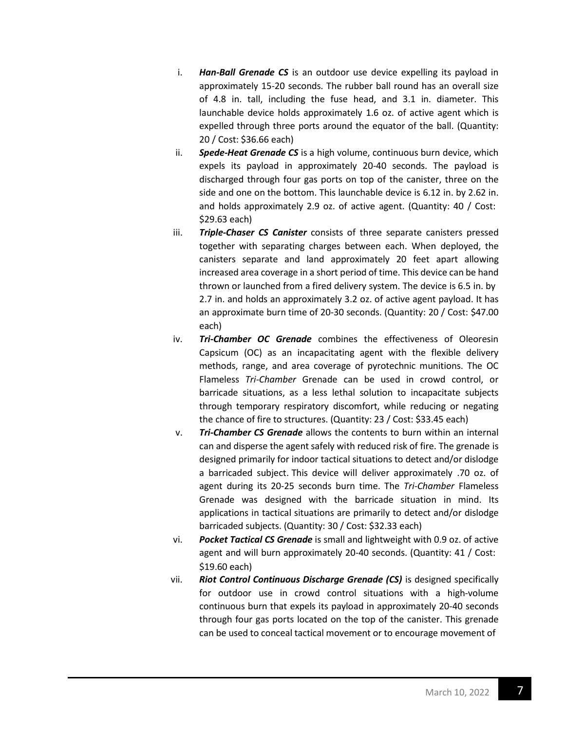i. ***Han-Ball Grenade CS*** is an outdoor use device expelling its payload in approximately 15-20 seconds. The rubber ball round has an overall size of 4.8 in. tall, including the fuse head, and 3.1 in. diameter. This launchable device holds approximately 1.6 oz. of active agent which is expelled through three ports around the equator of the ball. (Quantity: 20 / Cost: $36.66 each)

ii. ***Spede-Heat Grenade CS*** is a high volume, continuous burn device, which expels its payload in approximately 20-40 seconds. The payload is discharged through four gas ports on top of the canister, three on the side and one on the bottom. This launchable device is 6.12 in. by 2.62 in. and holds approximately 2.9 oz. of active agent. (Quantity: 40 / Cost: $29.63 each)

iii. ***Triple-Chaser CS Canister*** consists of three separate canisters pressed together with separating charges between each. When deployed, the canisters separate and land approximately 20 feet apart allowing increased area coverage in a short period of time. This device can be hand thrown or launched from a fired delivery system. The device is 6.5 in. by 2.7 in. and holds an approximately 3.2 oz. of active agent payload. It has an approximate burn time of 20-30 seconds. (Quantity: 20 / Cost: $47.00 each)

iv. ***Tri-Chamber OC Grenade*** combines the effectiveness of Oleoresin Capsicum (OC) as an incapacitating agent with the flexible delivery methods, range, and area coverage of pyrotechnic munitions. The OC Flameless *Tri-Chamber* Grenade can be used in crowd control, or barricade situations, as a less lethal solution to incapacitate subjects through temporary respiratory discomfort, while reducing or negating the chance of fire to structures. (Quantity: 23 / Cost: $33.45 each)

v. ***Tri-Chamber CS Grenade*** allows the contents to burn within an internal can and disperse the agent safely with reduced risk of fire. The grenade is designed primarily for indoor tactical situations to detect and/or dislodge a barricaded subject. This device will deliver approximately .70 oz. of agent during its 20-25 seconds burn time. The *Tri-Chamber* Flameless Grenade was designed with the barricade situation in mind. Its applications in tactical situations are primarily to detect and/or dislodge barricaded subjects. (Quantity: 30 / Cost: $32.33 each)

vi. ***Pocket Tactical CS Grenade*** is small and lightweight with 0.9 oz. of active agent and will burn approximately 20-40 seconds. (Quantity: 41 / Cost: $19.60 each)

vii. ***Riot Control Continuous Discharge Grenade (CS)*** is designed specifically for outdoor use in crowd control situations with a high-volume continuous burn that expels its payload in approximately 20-40 seconds through four gas ports located on the top of the canister. This grenade can be used to conceal tactical movement or to encourage movement of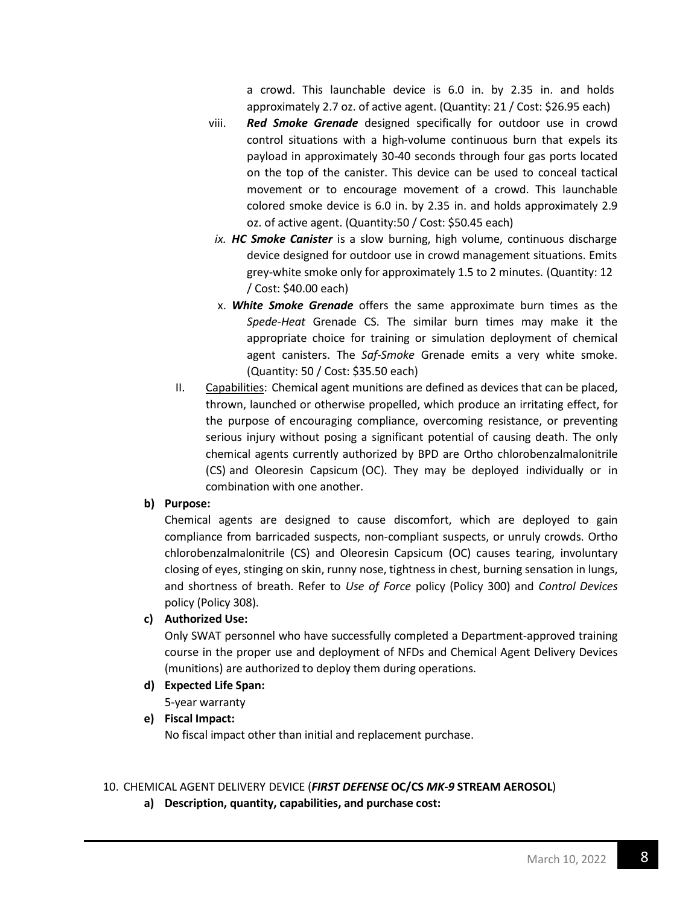a crowd. This launchable device is 6.0 in. by 2.35 in. and holds approximately 2.7 oz. of active agent. (Quantity: 21 / Cost: $26.95 each)

viii. ***Red Smoke Grenade*** designed specifically for outdoor use in crowd control situations with a high-volume continuous burn that expels its payload in approximately 30-40 seconds through four gas ports located on the top of the canister. This device can be used to conceal tactical movement or to encourage movement of a crowd. This launchable colored smoke device is 6.0 in. by 2.35 in. and holds approximately 2.9 oz. of active agent. (Quantity:50 / Cost: $50.45 each)

*ix.* ***HC Smoke Canister*** is a slow burning, high volume, continuous discharge device designed for outdoor use in crowd management situations. Emits grey-white smoke only for approximately 1.5 to 2 minutes. (Quantity: 12 / Cost: $40.00 each)

x. ***White Smoke Grenade*** offers the same approximate burn times as the *Spede-Heat* Grenade CS. The similar burn times may make it the appropriate choice for training or simulation deployment of chemical agent canisters. The *Saf-Smoke* Grenade emits a very white smoke. (Quantity: 50 / Cost: $35.50 each)

II. Capabilities: Chemical agent munitions are defined as devices that can be placed, thrown, launched or otherwise propelled, which produce an irritating effect, for the purpose of encouraging compliance, overcoming resistance, or preventing serious injury without posing a significant potential of causing death. The only chemical agents currently authorized by BPD are Ortho chlorobenzalmalonitrile (CS) and Oleoresin Capsicum (OC). They may be deployed individually or in combination with one another.

**b) Purpose:**

Chemical agents are designed to cause discomfort, which are deployed to gain compliance from barricaded suspects, non-compliant suspects, or unruly crowds. Ortho chlorobenzalmalonitrile (CS) and Oleoresin Capsicum (OC) causes tearing, involuntary closing of eyes, stinging on skin, runny nose, tightness in chest, burning sensation in lungs, and shortness of breath. Refer to *Use of Force* policy (Policy 300) and *Control Devices* policy (Policy 308).

**c) Authorized Use:**

Only SWAT personnel who have successfully completed a Department-approved training course in the proper use and deployment of NFDs and Chemical Agent Delivery Devices (munitions) are authorized to deploy them during operations.

**d) Expected Life Span:**

5-year warranty

**e) Fiscal Impact:**

No fiscal impact other than initial and replacement purchase.

10. CHEMICAL AGENT DELIVERY DEVICE (***FIRST DEFENSE* OC/CS *MK-9* STREAM AEROSOL**)

**a) Description, quantity, capabilities, and purchase cost:**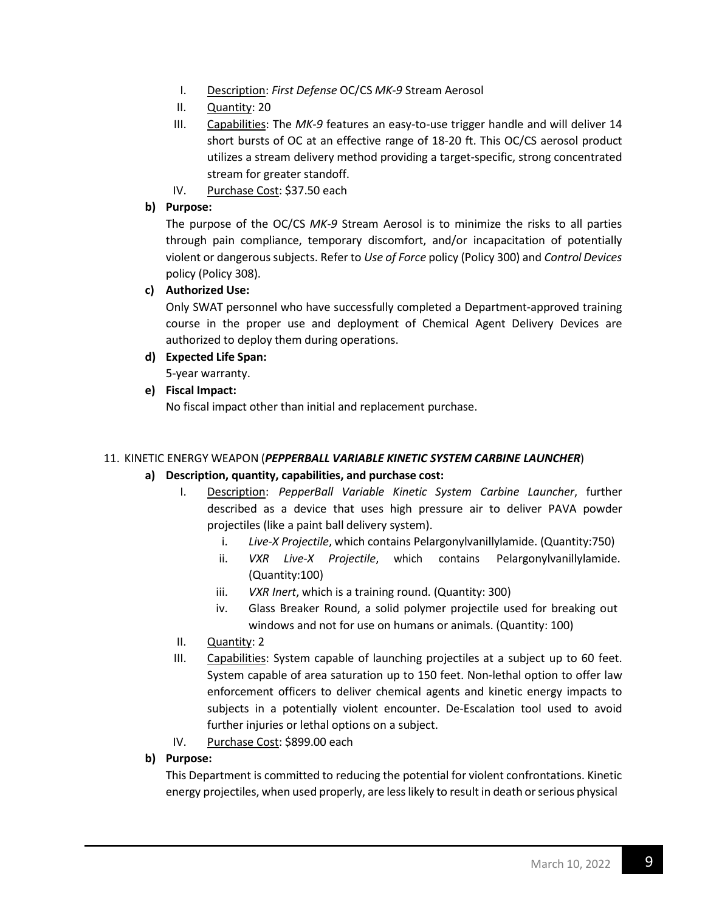I. Description: *First Defense* OC/CS *MK-9* Stream Aerosol

II. Quantity: 20

III. Capabilities: The *MK-9* features an easy-to-use trigger handle and will deliver 14 short bursts of OC at an effective range of 18-20 ft. This OC/CS aerosol product utilizes a stream delivery method providing a target-specific, strong concentrated stream for greater standoff.

IV. Purchase Cost: $37.50 each

**b) Purpose:**

The purpose of the OC/CS *MK-9* Stream Aerosol is to minimize the risks to all parties through pain compliance, temporary discomfort, and/or incapacitation of potentially violent or dangerous subjects. Refer to *Use of Force* policy (Policy 300) and *Control Devices* policy (Policy 308).

**c) Authorized Use:**

Only SWAT personnel who have successfully completed a Department-approved training course in the proper use and deployment of Chemical Agent Delivery Devices are authorized to deploy them during operations.

**d) Expected Life Span:**

5-year warranty.

**e) Fiscal Impact:**

No fiscal impact other than initial and replacement purchase.

11. KINETIC ENERGY WEAPON (***PEPPERBALL VARIABLE KINETIC SYSTEM CARBINE LAUNCHER***)

**a) Description, quantity, capabilities, and purchase cost:**

I. Description: *PepperBall Variable Kinetic System Carbine Launcher*, further described as a device that uses high pressure air to deliver PAVA powder projectiles (like a paint ball delivery system).

  i. *Live-X Projectile*, which contains Pelargonylvanillylamide. (Quantity:750)

  ii. *VXR Live-X Projectile*, which contains Pelargonylvanillylamide. (Quantity:100)

  iii. *VXR Inert*, which is a training round. (Quantity: 300)

  iv. Glass Breaker Round, a solid polymer projectile used for breaking out windows and not for use on humans or animals. (Quantity: 100)

II. Quantity: 2

III. Capabilities: System capable of launching projectiles at a subject up to 60 feet. System capable of area saturation up to 150 feet. Non-lethal option to offer law enforcement officers to deliver chemical agents and kinetic energy impacts to subjects in a potentially violent encounter. De-Escalation tool used to avoid further injuries or lethal options on a subject.

IV. Purchase Cost: $899.00 each

**b) Purpose:**

This Department is committed to reducing the potential for violent confrontations. Kinetic energy projectiles, when used properly, are less likely to result in death or serious physical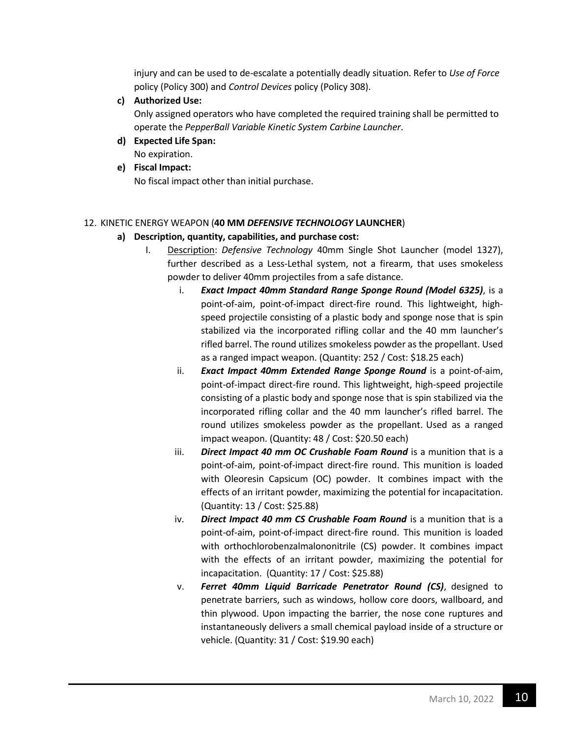injury and can be used to de-escalate a potentially deadly situation. Refer to *Use of Force* policy (Policy 300) and *Control Devices* policy (Policy 308).

**c) Authorized Use:**

Only assigned operators who have completed the required training shall be permitted to operate the *PepperBall Variable Kinetic System Carbine Launcher*.

**d) Expected Life Span:**

No expiration.

**e) Fiscal Impact:**

No fiscal impact other than initial purchase.

12. KINETIC ENERGY WEAPON (**40 MM *DEFENSIVE TECHNOLOGY* LAUNCHER**)

**a) Description, quantity, capabilities, and purchase cost:**

I. Description: *Defensive Technology* 40mm Single Shot Launcher (model 1327), further described as a Less-Lethal system, not a firearm, that uses smokeless powder to deliver 40mm projectiles from a safe distance.

i. ***Exact Impact 40mm Standard Range Sponge Round (Model 6325)***, is a point-of-aim, point-of-impact direct-fire round. This lightweight, high-speed projectile consisting of a plastic body and sponge nose that is spin stabilized via the incorporated rifling collar and the 40 mm launcher's rifled barrel. The round utilizes smokeless powder as the propellant. Used as a ranged impact weapon. (Quantity: 252 / Cost: $18.25 each)

ii. ***Exact Impact 40mm Extended Range Sponge Round*** is a point-of-aim, point-of-impact direct-fire round. This lightweight, high-speed projectile consisting of a plastic body and sponge nose that is spin stabilized via the incorporated rifling collar and the 40 mm launcher's rifled barrel. The round utilizes smokeless powder as the propellant. Used as a ranged impact weapon. (Quantity: 48 / Cost: $20.50 each)

iii. ***Direct Impact 40 mm OC Crushable Foam Round*** is a munition that is a point-of-aim, point-of-impact direct-fire round. This munition is loaded with Oleoresin Capsicum (OC) powder. It combines impact with the effects of an irritant powder, maximizing the potential for incapacitation. (Quantity: 13 / Cost: $25.88)

iv. ***Direct Impact 40 mm CS Crushable Foam Round*** is a munition that is a point-of-aim, point-of-impact direct-fire round. This munition is loaded with orthochlorobenzalmalononitrile (CS) powder. It combines impact with the effects of an irritant powder, maximizing the potential for incapacitation. (Quantity: 17 / Cost: $25.88)

v. ***Ferret 40mm Liquid Barricade Penetrator Round (CS)***, designed to penetrate barriers, such as windows, hollow core doors, wallboard, and thin plywood. Upon impacting the barrier, the nose cone ruptures and instantaneously delivers a small chemical payload inside of a structure or vehicle. (Quantity: 31 / Cost: $19.90 each)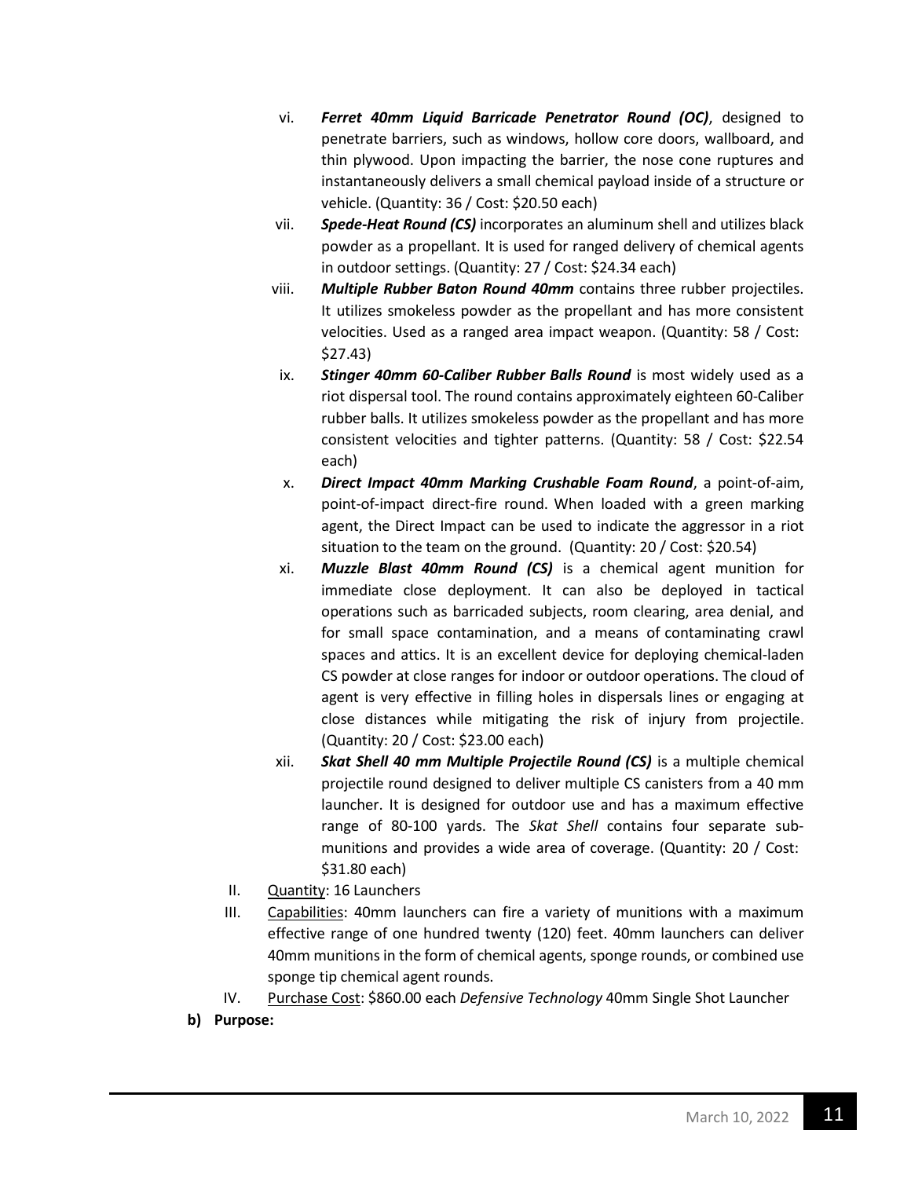vi. ***Ferret 40mm Liquid Barricade Penetrator Round (OC)***, designed to penetrate barriers, such as windows, hollow core doors, wallboard, and thin plywood. Upon impacting the barrier, the nose cone ruptures and instantaneously delivers a small chemical payload inside of a structure or vehicle. (Quantity: 36 / Cost: $20.50 each)

vii. ***Spede-Heat Round (CS)*** incorporates an aluminum shell and utilizes black powder as a propellant. It is used for ranged delivery of chemical agents in outdoor settings. (Quantity: 27 / Cost: $24.34 each)

viii. ***Multiple Rubber Baton Round 40mm*** contains three rubber projectiles. It utilizes smokeless powder as the propellant and has more consistent velocities. Used as a ranged area impact weapon. (Quantity: 58 / Cost: $27.43)

ix. ***Stinger 40mm 60-Caliber Rubber Balls Round*** is most widely used as a riot dispersal tool. The round contains approximately eighteen 60-Caliber rubber balls. It utilizes smokeless powder as the propellant and has more consistent velocities and tighter patterns. (Quantity: 58 / Cost: $22.54 each)

x. ***Direct Impact 40mm Marking Crushable Foam Round***, a point-of-aim, point-of-impact direct-fire round. When loaded with a green marking agent, the Direct Impact can be used to indicate the aggressor in a riot situation to the team on the ground. (Quantity: 20 / Cost: $20.54)

xi. ***Muzzle Blast 40mm Round (CS)*** is a chemical agent munition for immediate close deployment. It can also be deployed in tactical operations such as barricaded subjects, room clearing, area denial, and for small space contamination, and a means of contaminating crawl spaces and attics. It is an excellent device for deploying chemical-laden CS powder at close ranges for indoor or outdoor operations. The cloud of agent is very effective in filling holes in dispersals lines or engaging at close distances while mitigating the risk of injury from projectile. (Quantity: 20 / Cost: $23.00 each)

xii. ***Skat Shell 40 mm Multiple Projectile Round (CS)*** is a multiple chemical projectile round designed to deliver multiple CS canisters from a 40 mm launcher. It is designed for outdoor use and has a maximum effective range of 80-100 yards. The *Skat Shell* contains four separate sub-munitions and provides a wide area of coverage. (Quantity: 20 / Cost: $31.80 each)

II. Quantity: 16 Launchers

III. Capabilities: 40mm launchers can fire a variety of munitions with a maximum effective range of one hundred twenty (120) feet. 40mm launchers can deliver 40mm munitions in the form of chemical agents, sponge rounds, or combined use sponge tip chemical agent rounds.

IV. Purchase Cost: $860.00 each *Defensive Technology* 40mm Single Shot Launcher

**b) Purpose:**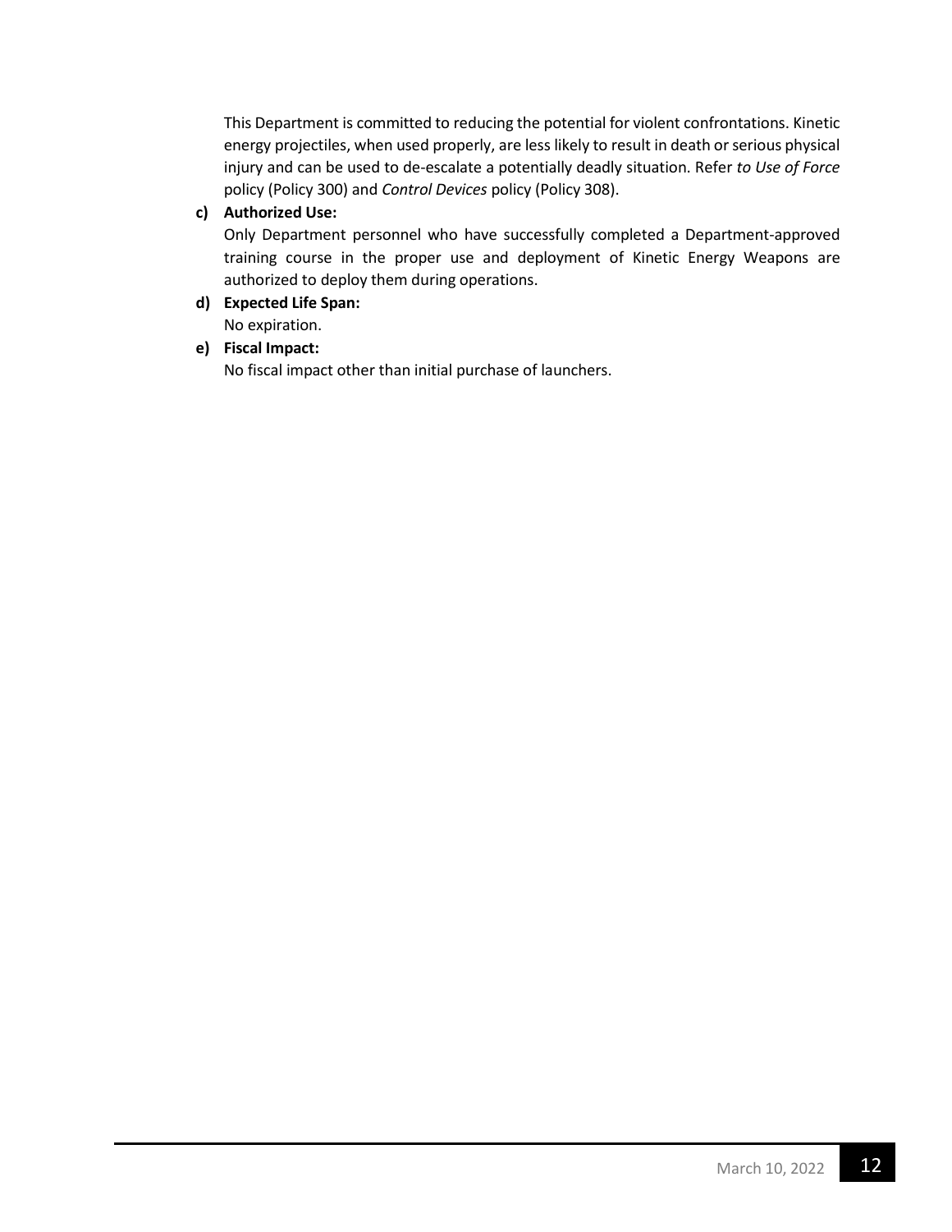This Department is committed to reducing the potential for violent confrontations. Kinetic energy projectiles, when used properly, are less likely to result in death or serious physical injury and can be used to de-escalate a potentially deadly situation. Refer *to Use of Force* policy (Policy 300) and *Control Devices* policy (Policy 308).

**c) Authorized Use:**

Only Department personnel who have successfully completed a Department-approved training course in the proper use and deployment of Kinetic Energy Weapons are authorized to deploy them during operations.

**d) Expected Life Span:**

No expiration.

**e) Fiscal Impact:**

No fiscal impact other than initial purchase of launchers.